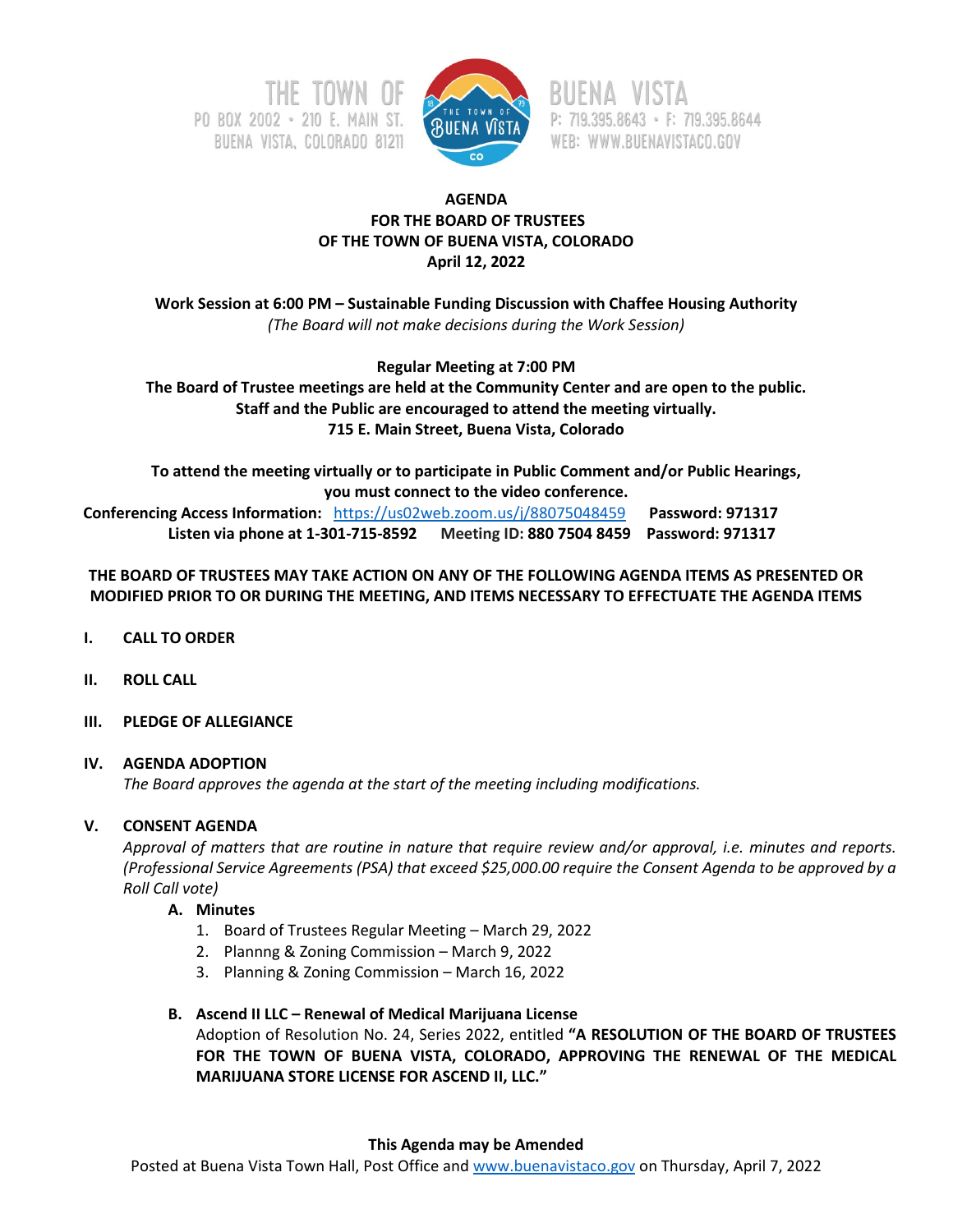THE TOWN OF BUENA VISTA
PO BOX 2002 • 210 E. MAIN ST.
BUENA VISTA, COLORADO 81211
P: 719.395.8643 • F: 719.395.8644
WEB: WWW.BUENAVISTACO.GOV

**AGENDA**
**FOR THE BOARD OF TRUSTEES**
**OF THE TOWN OF BUENA VISTA, COLORADO**
**April 12, 2022**

**Work Session at 6:00 PM – Sustainable Funding Discussion with Chaffee Housing Authority**
*(The Board will not make decisions during the Work Session)*

**Regular Meeting at 7:00 PM**
**The Board of Trustee meetings are held at the Community Center and are open to the public.**
**Staff and the Public are encouraged to attend the meeting virtually.**
**715 E. Main Street, Buena Vista, Colorado**

**To attend the meeting virtually or to participate in Public Comment and/or Public Hearings, you must connect to the video conference.**
**Conferencing Access Information:** https://us02web.zoom.us/j/88075048459 **Password: 971317**
**Listen via phone at 1-301-715-8592 Meeting ID: 880 7504 8459 Password: 971317**

**THE BOARD OF TRUSTEES MAY TAKE ACTION ON ANY OF THE FOLLOWING AGENDA ITEMS AS PRESENTED OR MODIFIED PRIOR TO OR DURING THE MEETING, AND ITEMS NECESSARY TO EFFECTUATE THE AGENDA ITEMS**

**I. CALL TO ORDER**

**II. ROLL CALL**

**III. PLEDGE OF ALLEGIANCE**

**IV. AGENDA ADOPTION**
*The Board approves the agenda at the start of the meeting including modifications.*

**V. CONSENT AGENDA**
*Approval of matters that are routine in nature that require review and/or approval, i.e. minutes and reports. (Professional Service Agreements (PSA) that exceed $25,000.00 require the Consent Agenda to be approved by a Roll Call vote)*

**A. Minutes**
1. Board of Trustees Regular Meeting – March 29, 2022
2. Plannng & Zoning Commission – March 9, 2022
3. Planning & Zoning Commission – March 16, 2022

**B. Ascend II LLC – Renewal of Medical Marijuana License**
Adoption of Resolution No. 24, Series 2022, entitled **"A RESOLUTION OF THE BOARD OF TRUSTEES FOR THE TOWN OF BUENA VISTA, COLORADO, APPROVING THE RENEWAL OF THE MEDICAL MARIJUANA STORE LICENSE FOR ASCEND II, LLC."**

**This Agenda may be Amended**
Posted at Buena Vista Town Hall, Post Office and www.buenavistaco.gov on Thursday, April 7, 2022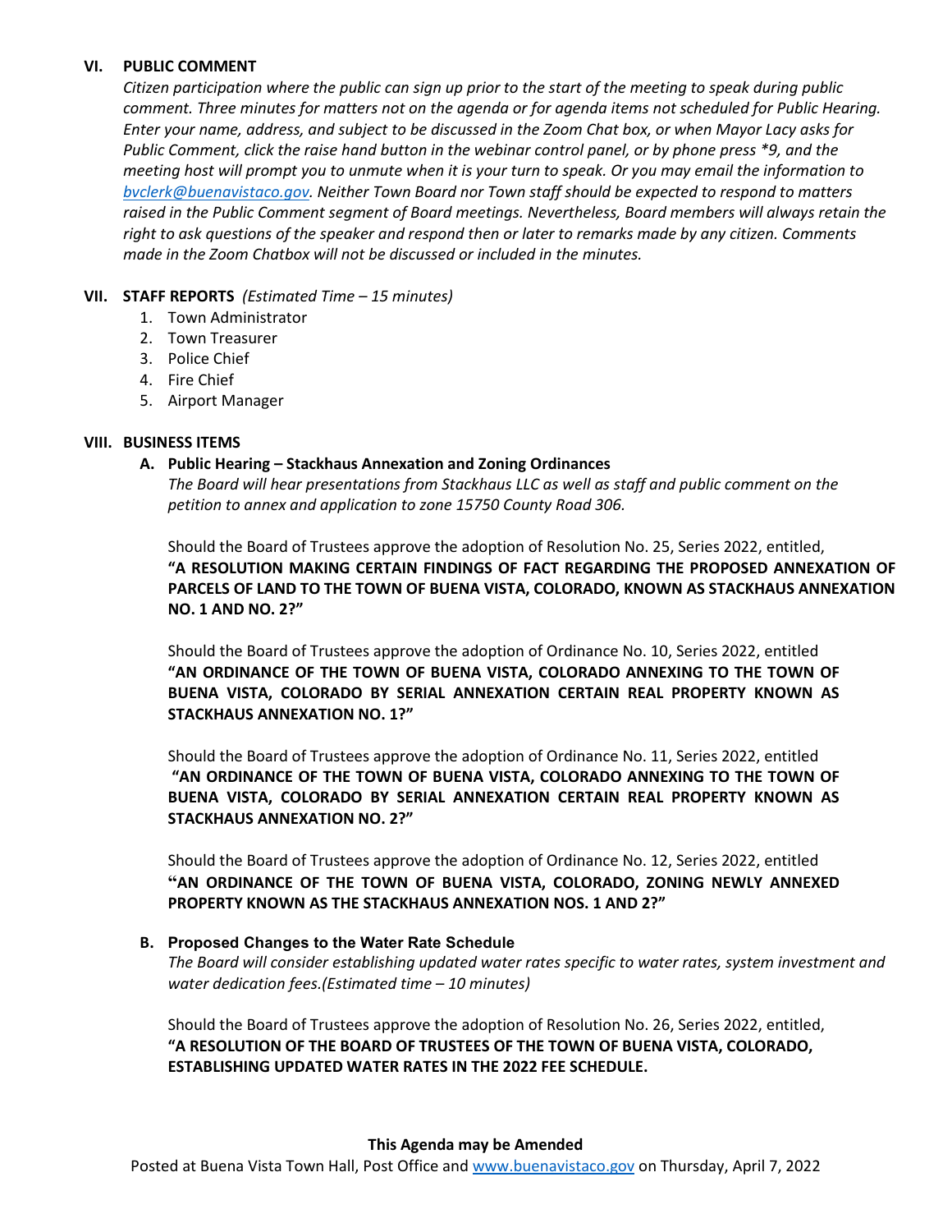### VI. PUBLIC COMMENT

*Citizen participation where the public can sign up prior to the start of the meeting to speak during public comment. Three minutes for matters not on the agenda or for agenda items not scheduled for Public Hearing. Enter your name, address, and subject to be discussed in the Zoom Chat box, or when Mayor Lacy asks for Public Comment, click the raise hand button in the webinar control panel, or by phone press *9, and the meeting host will prompt you to unmute when it is your turn to speak. Or you may email the information to [bvclerk@buenavistaco.gov](mailto:bvclerk@buenavistaco.gov). Neither Town Board nor Town staff should be expected to respond to matters raised in the Public Comment segment of Board meetings. Nevertheless, Board members will always retain the right to ask questions of the speaker and respond then or later to remarks made by any citizen. Comments made in the Zoom Chatbox will not be discussed or included in the minutes.*

### VII. STAFF REPORTS *(Estimated Time – 15 minutes)*

1. Town Administrator
2. Town Treasurer
3. Police Chief
4. Fire Chief
5. Airport Manager

### VIII. BUSINESS ITEMS

**A. Public Hearing – Stackhaus Annexation and Zoning Ordinances**

*The Board will hear presentations from Stackhaus LLC as well as staff and public comment on the petition to annex and application to zone 15750 County Road 306.*

Should the Board of Trustees approve the adoption of Resolution No. 25, Series 2022, entitled, **"A RESOLUTION MAKING CERTAIN FINDINGS OF FACT REGARDING THE PROPOSED ANNEXATION OF PARCELS OF LAND TO THE TOWN OF BUENA VISTA, COLORADO, KNOWN AS STACKHAUS ANNEXATION NO. 1 AND NO. 2?"**

Should the Board of Trustees approve the adoption of Ordinance No. 10, Series 2022, entitled **"AN ORDINANCE OF THE TOWN OF BUENA VISTA, COLORADO ANNEXING TO THE TOWN OF BUENA VISTA, COLORADO BY SERIAL ANNEXATION CERTAIN REAL PROPERTY KNOWN AS STACKHAUS ANNEXATION NO. 1?"**

Should the Board of Trustees approve the adoption of Ordinance No. 11, Series 2022, entitled **"AN ORDINANCE OF THE TOWN OF BUENA VISTA, COLORADO ANNEXING TO THE TOWN OF BUENA VISTA, COLORADO BY SERIAL ANNEXATION CERTAIN REAL PROPERTY KNOWN AS STACKHAUS ANNEXATION NO. 2?"**

Should the Board of Trustees approve the adoption of Ordinance No. 12, Series 2022, entitled **"AN ORDINANCE OF THE TOWN OF BUENA VISTA, COLORADO, ZONING NEWLY ANNEXED PROPERTY KNOWN AS THE STACKHAUS ANNEXATION NOS. 1 AND 2?"**

**B. Proposed Changes to the Water Rate Schedule**

*The Board will consider establishing updated water rates specific to water rates, system investment and water dedication fees.(Estimated time – 10 minutes)*

Should the Board of Trustees approve the adoption of Resolution No. 26, Series 2022, entitled, **"A RESOLUTION OF THE BOARD OF TRUSTEES OF THE TOWN OF BUENA VISTA, COLORADO, ESTABLISHING UPDATED WATER RATES IN THE 2022 FEE SCHEDULE.**

**This Agenda may be Amended**

Posted at Buena Vista Town Hall, Post Office and [www.buenavistaco.gov](http://www.buenavistaco.gov) on Thursday, April 7, 2022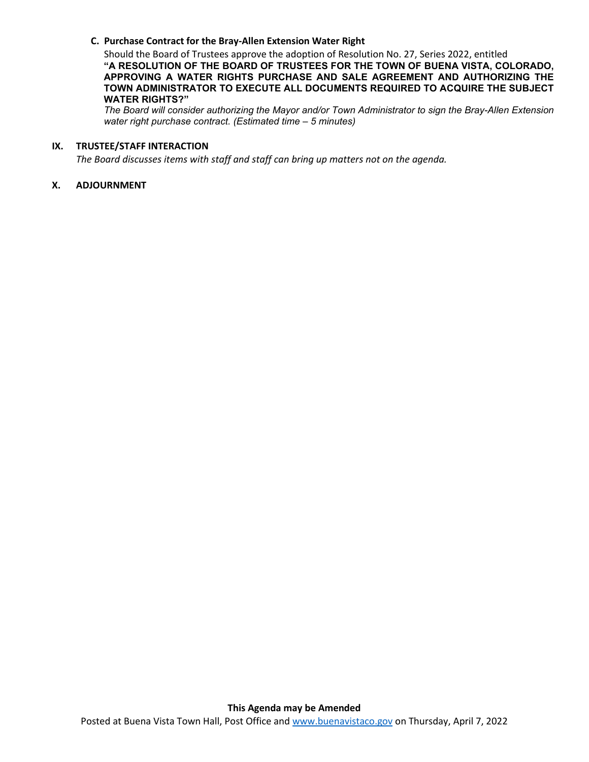**C. Purchase Contract for the Bray-Allen Extension Water Right**

Should the Board of Trustees approve the adoption of Resolution No. 27, Series 2022, entitled **"A RESOLUTION OF THE BOARD OF TRUSTEES FOR THE TOWN OF BUENA VISTA, COLORADO, APPROVING A WATER RIGHTS PURCHASE AND SALE AGREEMENT AND AUTHORIZING THE TOWN ADMINISTRATOR TO EXECUTE ALL DOCUMENTS REQUIRED TO ACQUIRE THE SUBJECT WATER RIGHTS?"**

*The Board will consider authorizing the Mayor and/or Town Administrator to sign the Bray-Allen Extension water right purchase contract. (Estimated time – 5 minutes)*

## IX. TRUSTEE/STAFF INTERACTION

*The Board discusses items with staff and staff can bring up matters not on the agenda.*

## X. ADJOURNMENT

**This Agenda may be Amended**

Posted at Buena Vista Town Hall, Post Office and www.buenavistaco.gov on Thursday, April 7, 2022